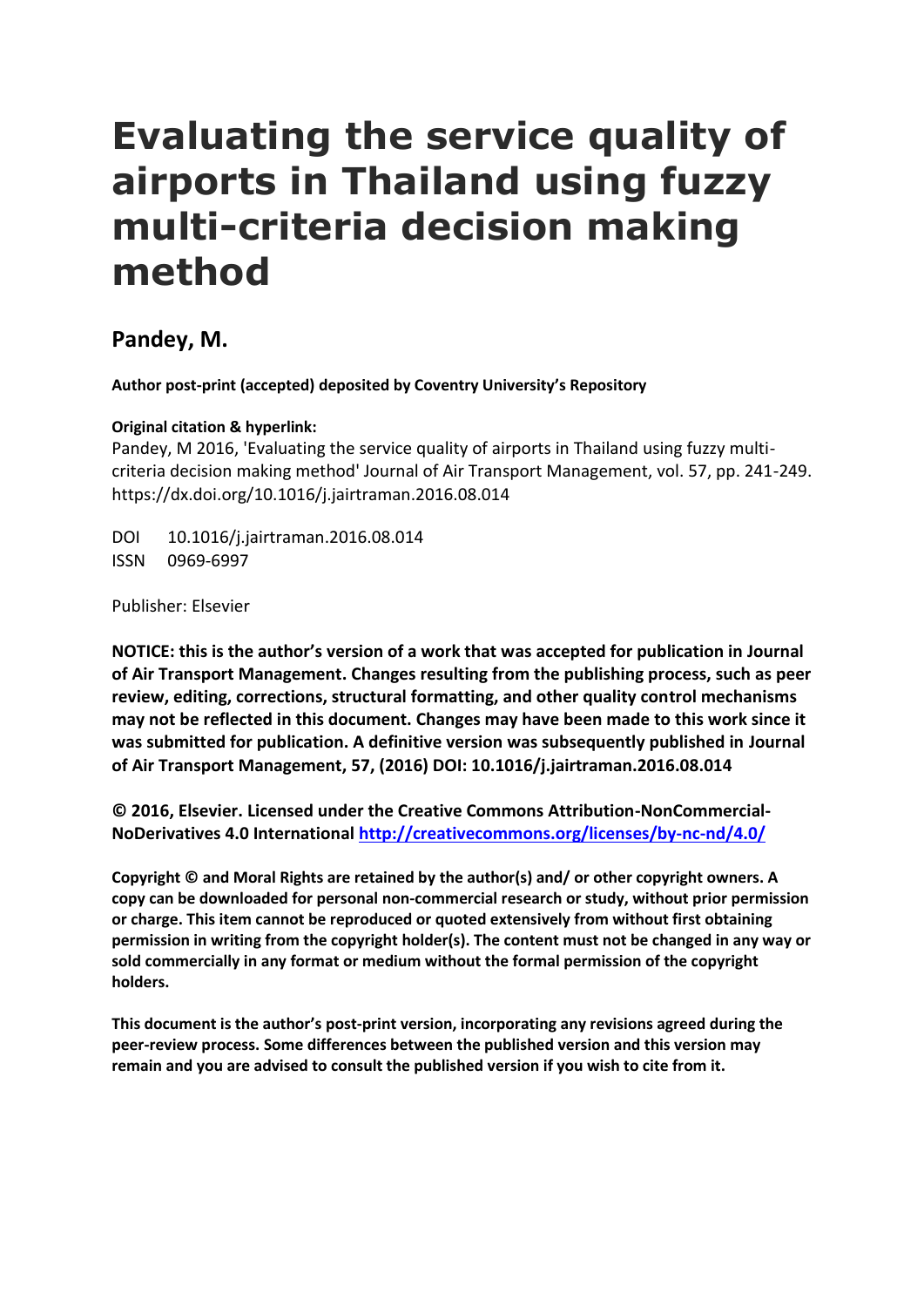# Evaluating the service quality of airports in Thailand using fuzzy multi-criteria decision making method

## Pandey, M.

**Author post-print (accepted) deposited by Coventry University's Repository**

**Original citation & hyperlink:**

Pandey, M 2016, 'Evaluating the service quality of airports in Thailand using fuzzy multi-criteria decision making method' Journal of Air Transport Management, vol. 57, pp. 241-249. https://dx.doi.org/10.1016/j.jairtraman.2016.08.014

DOI 10.1016/j.jairtraman.2016.08.014
ISSN 0969-6997

Publisher: Elsevier

**NOTICE: this is the author's version of a work that was accepted for publication in Journal of Air Transport Management. Changes resulting from the publishing process, such as peer review, editing, corrections, structural formatting, and other quality control mechanisms may not be reflected in this document. Changes may have been made to this work since it was submitted for publication. A definitive version was subsequently published in Journal of Air Transport Management, 57, (2016) DOI: 10.1016/j.jairtraman.2016.08.014**

**© 2016, Elsevier. Licensed under the Creative Commons Attribution-NonCommercial-NoDerivatives 4.0 International http://creativecommons.org/licenses/by-nc-nd/4.0/**

**Copyright © and Moral Rights are retained by the author(s) and/ or other copyright owners. A copy can be downloaded for personal non-commercial research or study, without prior permission or charge. This item cannot be reproduced or quoted extensively from without first obtaining permission in writing from the copyright holder(s). The content must not be changed in any way or sold commercially in any format or medium without the formal permission of the copyright holders.**

**This document is the author's post-print version, incorporating any revisions agreed during the peer-review process. Some differences between the published version and this version may remain and you are advised to consult the published version if you wish to cite from it.**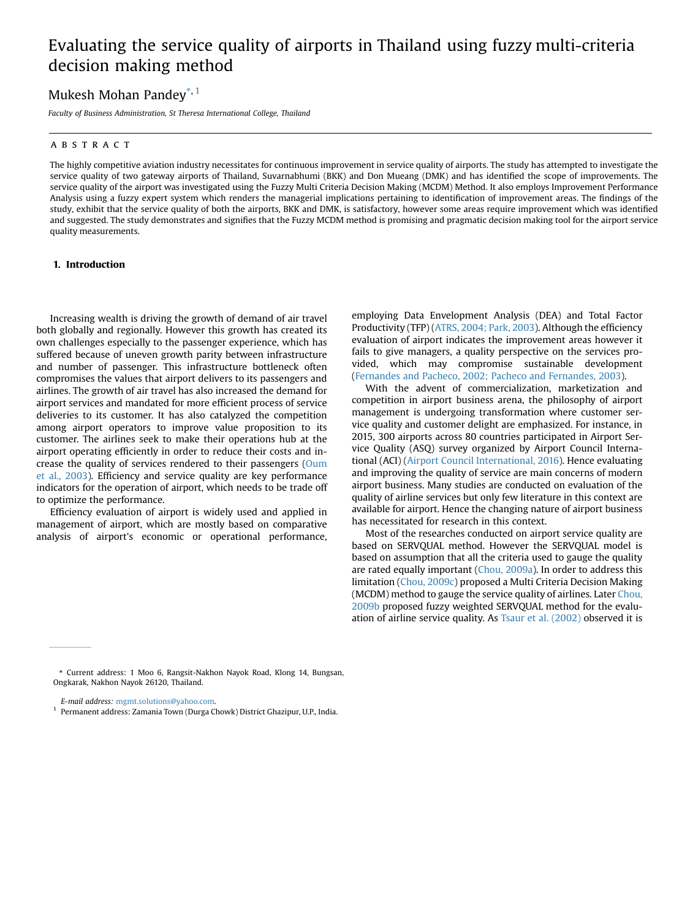# Evaluating the service quality of airports in Thailand using fuzzy multi-criteria decision making method

Mukesh Mohan Pandey[*, 1]

*Faculty of Business Administration, St Theresa International College, Thailand*

---

## ABSTRACT

The highly competitive aviation industry necessitates for continuous improvement in service quality of airports. The study has attempted to investigate the service quality of two gateway airports of Thailand, Suvarnabhumi (BKK) and Don Mueang (DMK) and has identified the scope of improvements. The service quality of the airport was investigated using the Fuzzy Multi Criteria Decision Making (MCDM) Method. It also employs Improvement Performance Analysis using a fuzzy expert system which renders the managerial implications pertaining to identification of improvement areas. The findings of the study, exhibit that the service quality of both the airports, BKK and DMK, is satisfactory, however some areas require improvement which was identified and suggested. The study demonstrates and signifies that the Fuzzy MCDM method is promising and pragmatic decision making tool for the airport service quality measurements.

## 1. Introduction

Increasing wealth is driving the growth of demand of air travel both globally and regionally. However this growth has created its own challenges especially to the passenger experience, which has suffered because of uneven growth parity between infrastructure and number of passenger. This infrastructure bottleneck often compromises the values that airport delivers to its passengers and airlines. The growth of air travel has also increased the demand for airport services and mandated for more efficient process of service deliveries to its customer. It has also catalyzed the competition among airport operators to improve value proposition to its customer. The airlines seek to make their operations hub at the airport operating efficiently in order to reduce their costs and increase the quality of services rendered to their passengers (Oum et al., 2003). Efficiency and service quality are key performance indicators for the operation of airport, which needs to be trade off to optimize the performance.

Efficiency evaluation of airport is widely used and applied in management of airport, which are mostly based on comparative analysis of airport's economic or operational performance, employing Data Envelopment Analysis (DEA) and Total Factor Productivity (TFP) (ATRS, 2004; Park, 2003). Although the efficiency evaluation of airport indicates the improvement areas however it fails to give managers, a quality perspective on the services provided, which may compromise sustainable development (Fernandes and Pacheco, 2002; Pacheco and Fernandes, 2003).

With the advent of commercialization, marketization and competition in airport business arena, the philosophy of airport management is undergoing transformation where customer service quality and customer delight are emphasized. For instance, in 2015, 300 airports across 80 countries participated in Airport Service Quality (ASQ) survey organized by Airport Council International (ACI) (Airport Council International, 2016). Hence evaluating and improving the quality of service are main concerns of modern airport business. Many studies are conducted on evaluation of the quality of airline services but only few literature in this context are available for airport. Hence the changing nature of airport business has necessitated for research in this context.

Most of the researches conducted on airport service quality are based on SERVQUAL method. However the SERVQUAL model is based on assumption that all the criteria used to gauge the quality are rated equally important (Chou, 2009a). In order to address this limitation (Chou, 2009c) proposed a Multi Criteria Decision Making (MCDM) method to gauge the service quality of airlines. Later Chou, 2009b proposed fuzzy weighted SERVQUAL method for the evaluation of airline service quality. As Tsaur et al. (2002) observed it is

---

[*] Current address: 1 Moo 6, Rangsit-Nakhon Nayok Road, Klong 14, Bungsan, Ongkarak, Nakhon Nayok 26120, Thailand.

*E-mail address:* mgmt.solutions@yahoo.com.

[1] Permanent address: Zamania Town (Durga Chowk) District Ghazipur, U.P., India.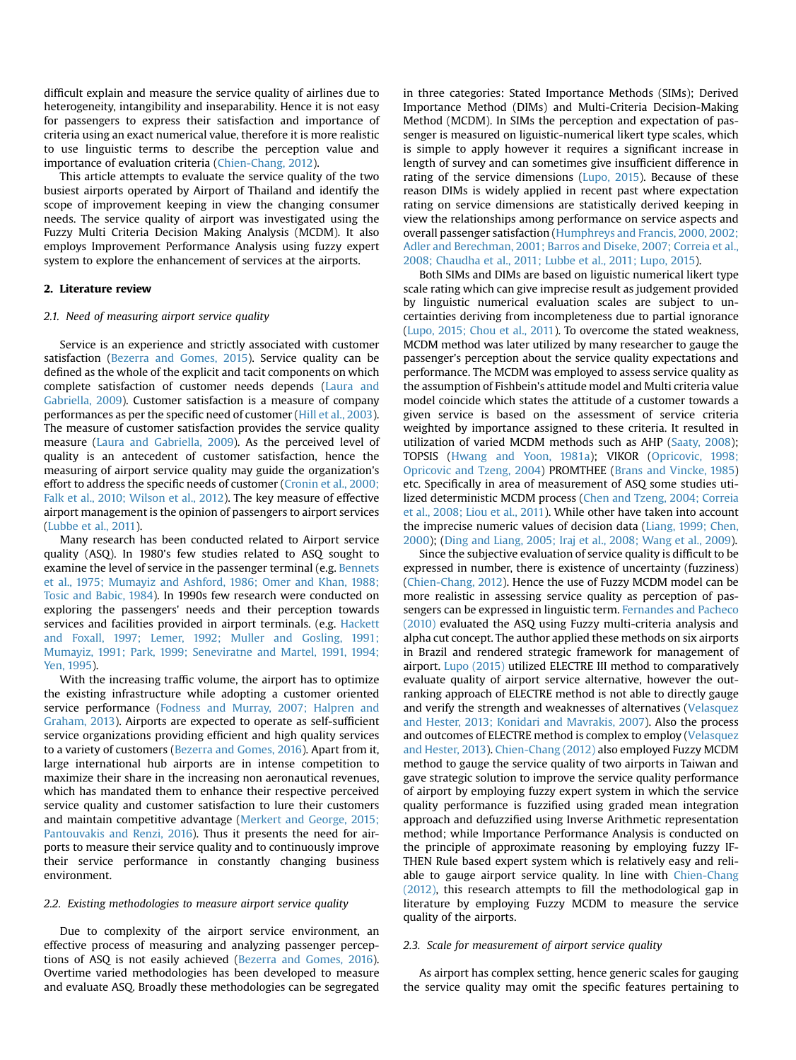difficult explain and measure the service quality of airlines due to heterogeneity, intangibility and inseparability. Hence it is not easy for passengers to express their satisfaction and importance of criteria using an exact numerical value, therefore it is more realistic to use linguistic terms to describe the perception value and importance of evaluation criteria (Chien-Chang, 2012).

This article attempts to evaluate the service quality of the two busiest airports operated by Airport of Thailand and identify the scope of improvement keeping in view the changing consumer needs. The service quality of airport was investigated using the Fuzzy Multi Criteria Decision Making Analysis (MCDM). It also employs Improvement Performance Analysis using fuzzy expert system to explore the enhancement of services at the airports.

## 2. Literature review

### 2.1. Need of measuring airport service quality

Service is an experience and strictly associated with customer satisfaction (Bezerra and Gomes, 2015). Service quality can be defined as the whole of the explicit and tacit components on which complete satisfaction of customer needs depends (Laura and Gabriella, 2009). Customer satisfaction is a measure of company performances as per the specific need of customer (Hill et al., 2003). The measure of customer satisfaction provides the service quality measure (Laura and Gabriella, 2009). As the perceived level of quality is an antecedent of customer satisfaction, hence the measuring of airport service quality may guide the organization's effort to address the specific needs of customer (Cronin et al., 2000; Falk et al., 2010; Wilson et al., 2012). The key measure of effective airport management is the opinion of passengers to airport services (Lubbe et al., 2011).

Many research has been conducted related to Airport service quality (ASQ). In 1980's few studies related to ASQ sought to examine the level of service in the passenger terminal (e.g. Bennets et al., 1975; Mumayiz and Ashford, 1986; Omer and Khan, 1988; Tosic and Babic, 1984). In 1990s few research were conducted on exploring the passengers' needs and their perception towards services and facilities provided in airport terminals. (e.g. Hackett and Foxall, 1997; Lemer, 1992; Muller and Gosling, 1991; Mumayiz, 1991; Park, 1999; Seneviratne and Martel, 1991, 1994; Yen, 1995).

With the increasing traffic volume, the airport has to optimize the existing infrastructure while adopting a customer oriented service performance (Fodness and Murray, 2007; Halpren and Graham, 2013). Airports are expected to operate as self-sufficient service organizations providing efficient and high quality services to a variety of customers (Bezerra and Gomes, 2016). Apart from it, large international hub airports are in intense competition to maximize their share in the increasing non aeronautical revenues, which has mandated them to enhance their respective perceived service quality and customer satisfaction to lure their customers and maintain competitive advantage (Merkert and George, 2015; Pantouvakis and Renzi, 2016). Thus it presents the need for airports to measure their service quality and to continuously improve their service performance in constantly changing business environment.

### 2.2. Existing methodologies to measure airport service quality

Due to complexity of the airport service environment, an effective process of measuring and analyzing passenger perceptions of ASQ is not easily achieved (Bezerra and Gomes, 2016). Overtime varied methodologies has been developed to measure and evaluate ASQ. Broadly these methodologies can be segregated in three categories: Stated Importance Methods (SIMs); Derived Importance Method (DIMs) and Multi-Criteria Decision-Making Method (MCDM). In SIMs the perception and expectation of passenger is measured on liguistic-numerical likert type scales, which is simple to apply however it requires a significant increase in length of survey and can sometimes give insufficient difference in rating of the service dimensions (Lupo, 2015). Because of these reason DIMs is widely applied in recent past where expectation rating on service dimensions are statistically derived keeping in view the relationships among performance on service aspects and overall passenger satisfaction (Humphreys and Francis, 2000, 2002; Adler and Berechman, 2001; Barros and Diseke, 2007; Correia et al., 2008; Chaudha et al., 2011; Lubbe et al., 2011; Lupo, 2015).

Both SIMs and DIMs are based on liguistic numerical likert type scale rating which can give imprecise result as judgement provided by linguistic numerical evaluation scales are subject to uncertainties deriving from incompleteness due to partial ignorance (Lupo, 2015; Chou et al., 2011). To overcome the stated weakness, MCDM method was later utilized by many researcher to gauge the passenger's perception about the service quality expectations and performance. The MCDM was employed to assess service quality as the assumption of Fishbein's attitude model and Multi criteria value model coincide which states the attitude of a customer towards a given service is based on the assessment of service criteria weighted by importance assigned to these criteria. It resulted in utilization of varied MCDM methods such as AHP (Saaty, 2008); TOPSIS (Hwang and Yoon, 1981a); VIKOR (Opricovic, 1998; Opricovic and Tzeng, 2004) PROMTHEE (Brans and Vincke, 1985) etc. Specifically in area of measurement of ASQ some studies utilized deterministic MCDM process (Chen and Tzeng, 2004; Correia et al., 2008; Liou et al., 2011). While other have taken into account the imprecise numeric values of decision data (Liang, 1999; Chen, 2000); (Ding and Liang, 2005; Iraj et al., 2008; Wang et al., 2009).

Since the subjective evaluation of service quality is difficult to be expressed in number, there is existence of uncertainty (fuzziness) (Chien-Chang, 2012). Hence the use of Fuzzy MCDM model can be more realistic in assessing service quality as perception of passengers can be expressed in linguistic term. Fernandes and Pacheco (2010) evaluated the ASQ using Fuzzy multi-criteria analysis and alpha cut concept. The author applied these methods on six airports in Brazil and rendered strategic framework for management of airport. Lupo (2015) utilized ELECTRE III method to comparatively evaluate quality of airport service alternative, however the outranking approach of ELECTRE method is not able to directly gauge and verify the strength and weaknesses of alternatives (Velasquez and Hester, 2013; Konidari and Mavrakis, 2007). Also the process and outcomes of ELECTRE method is complex to employ (Velasquez and Hester, 2013). Chien-Chang (2012) also employed Fuzzy MCDM method to gauge the service quality of two airports in Taiwan and gave strategic solution to improve the service quality performance of airport by employing fuzzy expert system in which the service quality performance is fuzzified using graded mean integration approach and defuzzified using Inverse Arithmetic representation method; while Importance Performance Analysis is conducted on the principle of approximate reasoning by employing fuzzy IF-THEN Rule based expert system which is relatively easy and reliable to gauge airport service quality. In line with Chien-Chang (2012), this research attempts to fill the methodological gap in literature by employing Fuzzy MCDM to measure the service quality of the airports.

### 2.3. Scale for measurement of airport service quality

As airport has complex setting, hence generic scales for gauging the service quality may omit the specific features pertaining to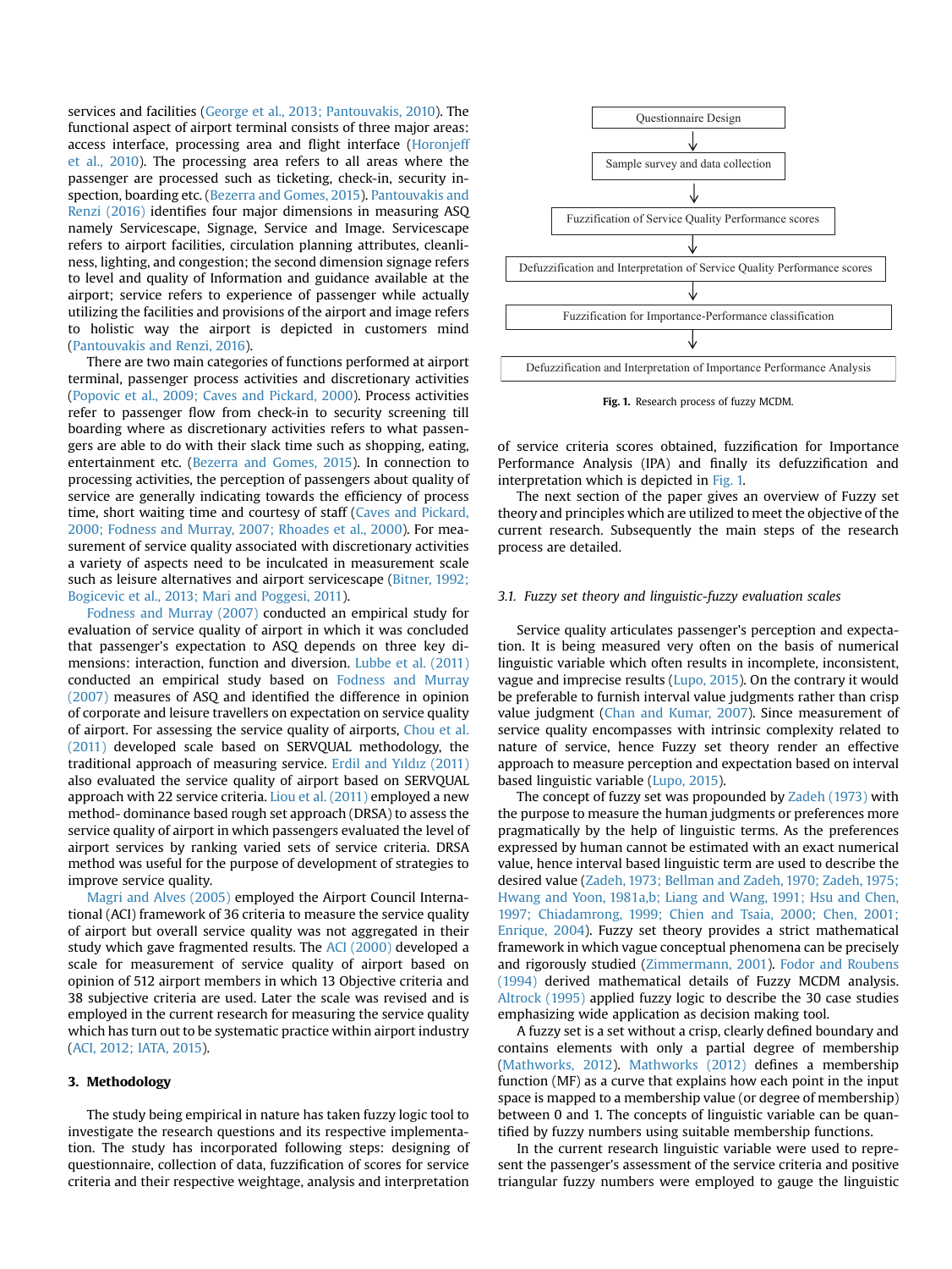services and facilities (George et al., 2013; Pantouvakis, 2010). The functional aspect of airport terminal consists of three major areas: access interface, processing area and flight interface (Horonjeff et al., 2010). The processing area refers to all areas where the passenger are processed such as ticketing, check-in, security inspection, boarding etc. (Bezerra and Gomes, 2015). Pantouvakis and Renzi (2016) identifies four major dimensions in measuring ASQ namely Servicescape, Signage, Service and Image. Servicescape refers to airport facilities, circulation planning attributes, cleanliness, lighting, and congestion; the second dimension signage refers to level and quality of Information and guidance available at the airport; service refers to experience of passenger while actually utilizing the facilities and provisions of the airport and image refers to holistic way the airport is depicted in customers mind (Pantouvakis and Renzi, 2016).

There are two main categories of functions performed at airport terminal, passenger process activities and discretionary activities (Popovic et al., 2009; Caves and Pickard, 2000). Process activities refer to passenger flow from check-in to security screening till boarding where as discretionary activities refers to what passengers are able to do with their slack time such as shopping, eating, entertainment etc. (Bezerra and Gomes, 2015). In connection to processing activities, the perception of passengers about quality of service are generally indicating towards the efficiency of process time, short waiting time and courtesy of staff (Caves and Pickard, 2000; Fodness and Murray, 2007; Rhoades et al., 2000). For measurement of service quality associated with discretionary activities a variety of aspects need to be inculcated in measurement scale such as leisure alternatives and airport servicescape (Bitner, 1992; Bogicevic et al., 2013; Mari and Poggesi, 2011).

Fodness and Murray (2007) conducted an empirical study for evaluation of service quality of airport in which it was concluded that passenger's expectation to ASQ depends on three key dimensions: interaction, function and diversion. Lubbe et al. (2011) conducted an empirical study based on Fodness and Murray (2007) measures of ASQ and identified the difference in opinion of corporate and leisure travellers on expectation on service quality of airport. For assessing the service quality of airports, Chou et al. (2011) developed scale based on SERVQUAL methodology, the traditional approach of measuring service. Erdil and Yıldız (2011) also evaluated the service quality of airport based on SERVQUAL approach with 22 service criteria. Liou et al. (2011) employed a new method- dominance based rough set approach (DRSA) to assess the service quality of airport in which passengers evaluated the level of airport services by ranking varied sets of service criteria. DRSA method was useful for the purpose of development of strategies to improve service quality.

Magri and Alves (2005) employed the Airport Council International (ACI) framework of 36 criteria to measure the service quality of airport but overall service quality was not aggregated in their study which gave fragmented results. The ACI (2000) developed a scale for measurement of service quality of airport based on opinion of 512 airport members in which 13 Objective criteria and 38 subjective criteria are used. Later the scale was revised and is employed in the current research for measuring the service quality which has turn out to be systematic practice within airport industry (ACI, 2012; IATA, 2015).

## 3. Methodology

The study being empirical in nature has taken fuzzy logic tool to investigate the research questions and its respective implementation. The study has incorporated following steps: designing of questionnaire, collection of data, fuzzification of scores for service criteria and their respective weightage, analysis and interpretation of service criteria scores obtained, fuzzification for Importance Performance Analysis (IPA) and finally its defuzzification and interpretation which is depicted in Fig. 1.

Questionnaire Design → Sample survey and data collection → Fuzzification of Service Quality Performance scores → Defuzzification and Interpretation of Service Quality Performance scores → Fuzzification for Importance-Performance classification → Defuzzification and Interpretation of Importance Performance Analysis

**Fig. 1.** Research process of fuzzy MCDM.

The next section of the paper gives an overview of Fuzzy set theory and principles which are utilized to meet the objective of the current research. Subsequently the main steps of the research process are detailed.

### 3.1. *Fuzzy set theory and linguistic-fuzzy evaluation scales*

Service quality articulates passenger's perception and expectation. It is being measured very often on the basis of numerical linguistic variable which often results in incomplete, inconsistent, vague and imprecise results (Lupo, 2015). On the contrary it would be preferable to furnish interval value judgments rather than crisp value judgment (Chan and Kumar, 2007). Since measurement of service quality encompasses with intrinsic complexity related to nature of service, hence Fuzzy set theory render an effective approach to measure perception and expectation based on interval based linguistic variable (Lupo, 2015).

The concept of fuzzy set was propounded by Zadeh (1973) with the purpose to measure the human judgments or preferences more pragmatically by the help of linguistic terms. As the preferences expressed by human cannot be estimated with an exact numerical value, hence interval based linguistic term are used to describe the desired value (Zadeh, 1973; Bellman and Zadeh, 1970; Zadeh, 1975; Hwang and Yoon, 1981a,b; Liang and Wang, 1991; Hsu and Chen, 1997; Chiadamrong, 1999; Chien and Tsaia, 2000; Chen, 2001; Enrique, 2004). Fuzzy set theory provides a strict mathematical framework in which vague conceptual phenomena can be precisely and rigorously studied (Zimmermann, 2001). Fodor and Roubens (1994) derived mathematical details of Fuzzy MCDM analysis. Altrock (1995) applied fuzzy logic to describe the 30 case studies emphasizing wide application as decision making tool.

A fuzzy set is a set without a crisp, clearly defined boundary and contains elements with only a partial degree of membership (Mathworks, 2012). Mathworks (2012) defines a membership function (MF) as a curve that explains how each point in the input space is mapped to a membership value (or degree of membership) between 0 and 1. The concepts of linguistic variable can be quantified by fuzzy numbers using suitable membership functions.

In the current research linguistic variable were used to represent the passenger's assessment of the service criteria and positive triangular fuzzy numbers were employed to gauge the linguistic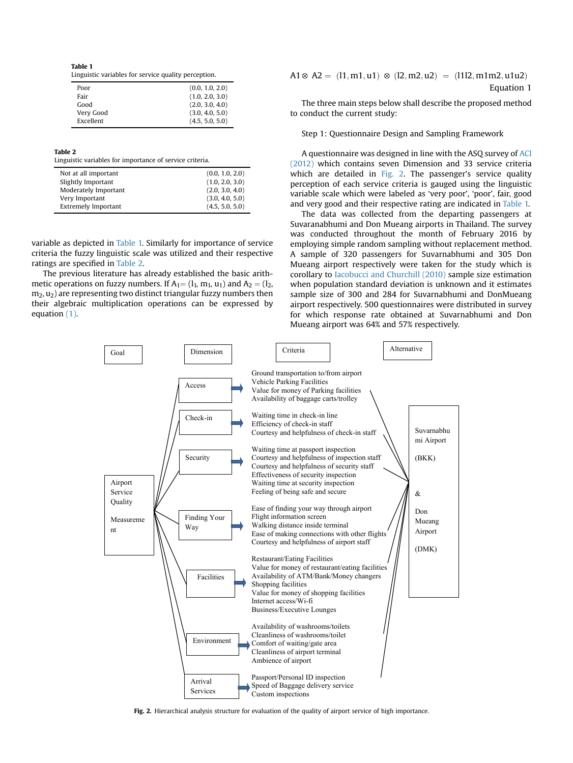**Table 1**
Linguistic variables for service quality perception.

| | |
|---|---|
| Poor | (0.0, 1.0, 2.0) |
| Fair | (1.0, 2.0, 3.0) |
| Good | (2.0, 3.0, 4.0) |
| Very Good | (3.0, 4.0, 5.0) |
| Excellent | (4.5, 5.0, 5.0) |

**Table 2**
Linguistic variables for importance of service criteria.

| | |
|---|---|
| Not at all important | (0.0, 1.0, 2.0) |
| Slightly Important | (1.0, 2.0, 3.0) |
| Moderately Important | (2.0, 3.0, 4.0) |
| Very Important | (3.0, 4.0, 5.0) |
| Extremely Important | (4.5, 5.0, 5.0) |

variable as depicted in Table 1. Similarly for importance of service criteria the fuzzy linguistic scale was utilized and their respective ratings are specified in Table 2.

The previous literature has already established the basic arithmetic operations on fuzzy numbers. If $A_1 = (l_1, m_1, u_1)$ and $A_2 = (l_2, m_2, u_2)$ are representing two distinct triangular fuzzy numbers then their algebraic multiplication operations can be expressed by equation (1).

$$A1 \otimes A2 = (l1, m1, u1) \otimes (l2, m2, u2) = (l1l2, m1m2, u1u2) \quad \text{Equation 1}$$

The three main steps below shall describe the proposed method to conduct the current study:

Step 1: Questionnaire Design and Sampling Framework

A questionnaire was designed in line with the ASQ survey of ACI (2012) which contains seven Dimension and 33 service criteria which are detailed in Fig. 2. The passenger's service quality perception of each service criteria is gauged using the linguistic variable scale which were labeled as 'very poor', 'poor', fair, good and very good and their respective rating are indicated in Table 1.

The data was collected from the departing passengers at Suvaranabhumi and Don Mueang airports in Thailand. The survey was conducted throughout the month of February 2016 by employing simple random sampling without replacement method. A sample of 320 passengers for Suvarnabhumi and 305 Don Mueang airport respectively were taken for the study which is corollary to Iacobucci and Churchill (2010) sample size estimation when population standard deviation is unknown and it estimates sample size of 300 and 284 for Suvarnabhumi and DonMueang airport respectively. 500 questionnaires were distributed in survey for which response rate obtained at Suvarnabhumi and Don Mueang airport was 64% and 57% respectively.

| Goal | Dimension | Criteria | Alternative |
|---|---|---|---|
| Airport Service Quality Measurement | Access | Ground transportation to/from airport; Vehicle Parking Facilities; Value for money of Parking facilities; Availability of baggage carts/trolley | Suvarnabhumi Airport (BKK) & Don Mueang Airport (DMK) |
| | Check-in | Waiting time in check-in line; Efficiency of check-in staff; Courtesy and helpfulness of check-in staff | |
| | Security | Waiting time at passport inspection; Courtesy and helpfulness of inspection staff; Courtesy and helpfulness of security staff; Effectiveness of security inspection; Waiting time at security inspection; Feeling of being safe and secure | |
| | Finding Your Way | Ease of finding your way through airport; Flight information screen; Walking distance inside terminal; Ease of making connections with other flights; Courtesy and helpfulness of airport staff | |
| | Facilities | Restaurant/Eating Facilities; Value for money of restaurant/eating facilities; Availability of ATM/Bank/Money changers; Shopping facilities; Value for money of shopping facilities; Internet access/Wi-fi; Business/Executive Lounges | |
| | Environment | Availability of washrooms/toilets; Cleanliness of washrooms/toilet; Comfort of waiting/gate area; Cleanliness of airport terminal; Ambience of airport | |
| | Arrival Services | Passport/Personal ID inspection; Speed of Baggage delivery service; Custom inspections | |

**Fig. 2.** Hierarchical analysis structure for evaluation of the quality of airport service of high importance.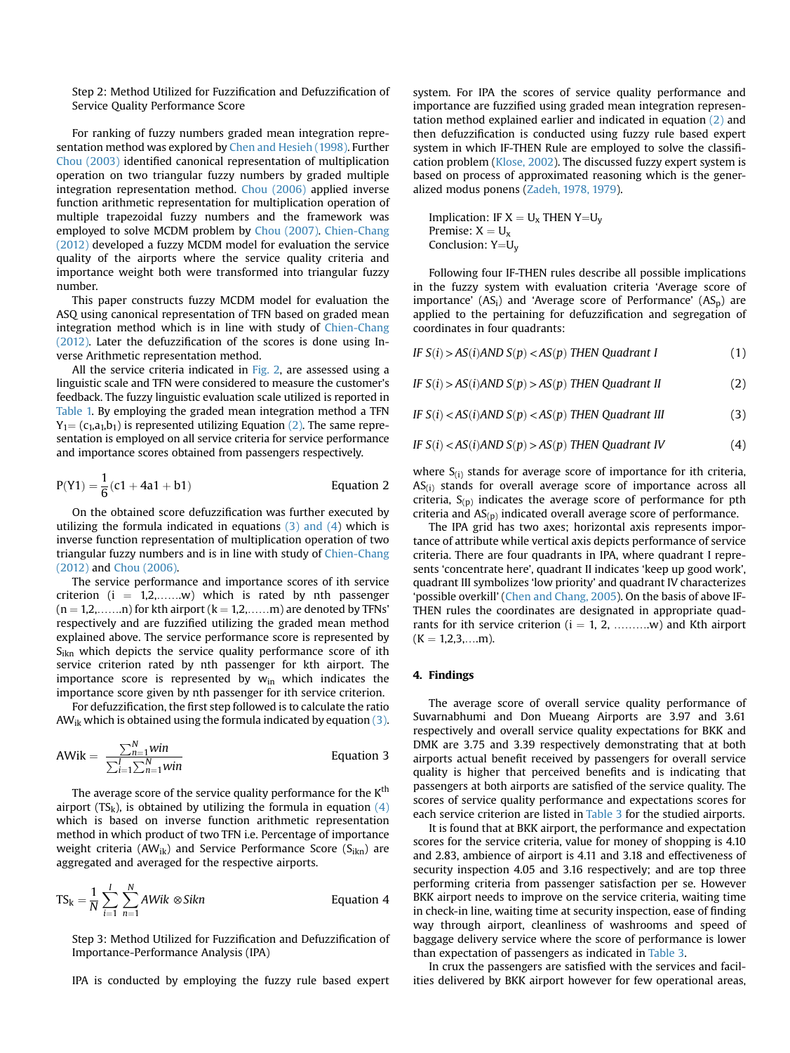Step 2: Method Utilized for Fuzzification and Defuzzification of Service Quality Performance Score

For ranking of fuzzy numbers graded mean integration representation method was explored by Chen and Hesieh (1998). Further Chou (2003) identified canonical representation of multiplication operation on two triangular fuzzy numbers by graded multiple integration representation method. Chou (2006) applied inverse function arithmetic representation for multiplication operation of multiple trapezoidal fuzzy numbers and the framework was employed to solve MCDM problem by Chou (2007). Chien-Chang (2012) developed a fuzzy MCDM model for evaluation the service quality of the airports where the service quality criteria and importance weight both were transformed into triangular fuzzy number.

This paper constructs fuzzy MCDM model for evaluation the ASQ using canonical representation of TFN based on graded mean integration method which is in line with study of Chien-Chang (2012). Later the defuzzification of the scores is done using Inverse Arithmetic representation method.

All the service criteria indicated in Fig. 2, are assessed using a linguistic scale and TFN were considered to measure the customer's feedback. The fuzzy linguistic evaluation scale utilized is reported in Table 1. By employing the graded mean integration method a TFN $Y_1 = (c_1, a_1, b_1)$ is represented utilizing Equation (2). The same representation is employed on all service criteria for service performance and importance scores obtained from passengers respectively.

$$P(Y1) = \frac{1}{6}(c1 + 4a1 + b1) \qquad \text{Equation 2}$$

On the obtained score defuzzification was further executed by utilizing the formula indicated in equations (3) and (4) which is inverse function representation of multiplication operation of two triangular fuzzy numbers and is in line with study of Chien-Chang (2012) and Chou (2006).

The service performance and importance scores of ith service criterion (i = 1,2,…….w) which is rated by nth passenger (n = 1,2,…….n) for kth airport (k = 1,2,……m) are denoted by TFNs' respectively and are fuzzified utilizing the graded mean method explained above. The service performance score is represented by $S_{ikn}$ which depicts the service quality performance score of ith service criterion rated by nth passenger for kth airport. The importance score is represented by $w_{in}$ which indicates the importance score given by nth passenger for ith service criterion.

For defuzzification, the first step followed is to calculate the ratio $AW_{ik}$ which is obtained using the formula indicated by equation (3).

$$AWik = \frac{\sum_{n=1}^{N} win}{\sum_{i=1}^{I}\sum_{n=1}^{N} win} \qquad \text{Equation 3}$$

The average score of the service quality performance for the K$^{th}$ airport ($TS_k$), is obtained by utilizing the formula in equation (4) which is based on inverse function arithmetic representation method in which product of two TFN i.e. Percentage of importance weight criteria ($AW_{ik}$) and Service Performance Score ($S_{ikn}$) are aggregated and averaged for the respective airports.

$$TS_k = \frac{1}{N}\sum_{i=1}^{I}\sum_{n=1}^{N} AWik \otimes Sikn \qquad \text{Equation 4}$$

Step 3: Method Utilized for Fuzzification and Defuzzification of Importance-Performance Analysis (IPA)

IPA is conducted by employing the fuzzy rule based expert system. For IPA the scores of service quality performance and importance are fuzzified using graded mean integration representation method explained earlier and indicated in equation (2) and then defuzzification is conducted using fuzzy rule based expert system in which IF-THEN Rule are employed to solve the classification problem (Klose, 2002). The discussed fuzzy expert system is based on process of approximated reasoning which is the generalized modus ponens (Zadeh, 1978, 1979).

Implication: IF $X = U_x$ THEN $Y=U_y$
Premise: $X = U_x$
Conclusion: $Y=U_y$

Following four IF-THEN rules describe all possible implications in the fuzzy system with evaluation criteria 'Average score of importance' ($AS_i$) and 'Average score of Performance' ($AS_p$) are applied to the pertaining for defuzzification and segregation of coordinates in four quadrants:

$$IF\ S(i) > AS(i) AND\ S(p) < AS(p)\ THEN\ Quadrant\ I \qquad (1)$$

$$IF\ S(i) > AS(i) AND\ S(p) > AS(p)\ THEN\ Quadrant\ II \qquad (2)$$

$$IF\ S(i) < AS(i) AND\ S(p) < AS(p)\ THEN\ Quadrant\ III \qquad (3)$$

$$IF\ S(i) < AS(i) AND\ S(p) > AS(p)\ THEN\ Quadrant\ IV \qquad (4)$$

where $S_{(i)}$ stands for average score of importance for ith criteria, $AS_{(i)}$ stands for overall average score of importance across all criteria, $S_{(p)}$ indicates the average score of performance for pth criteria and $AS_{(p)}$ indicated overall average score of performance.

The IPA grid has two axes; horizontal axis represents importance of attribute while vertical axis depicts performance of service criteria. There are four quadrants in IPA, where quadrant I represents 'concentrate here', quadrant II indicates 'keep up good work', quadrant III symbolizes 'low priority' and quadrant IV characterizes 'possible overkill' (Chen and Chang, 2005). On the basis of above IF-THEN rules the coordinates are designated in appropriate quadrants for ith service criterion (i = 1, 2, ……….w) and Kth airport (K = 1,2,3,….m).

## 4. Findings

The average score of overall service quality performance of Suvarnabhumi and Don Mueang Airports are 3.97 and 3.61 respectively and overall service quality expectations for BKK and DMK are 3.75 and 3.39 respectively demonstrating that at both airports actual benefit received by passengers for overall service quality is higher that perceived benefits and is indicating that passengers at both airports are satisfied of the service quality. The scores of service quality performance and expectations scores for each service criterion are listed in Table 3 for the studied airports.

It is found that at BKK airport, the performance and expectation scores for the service criteria, value for money of shopping is 4.10 and 2.83, ambience of airport is 4.11 and 3.18 and effectiveness of security inspection 4.05 and 3.16 respectively; and are top three performing criteria from passenger satisfaction per se. However BKK airport needs to improve on the service criteria, waiting time in check-in line, waiting time at security inspection, ease of finding way through airport, cleanliness of washrooms and speed of baggage delivery service where the score of performance is lower than expectation of passengers as indicated in Table 3.

In crux the passengers are satisfied with the services and facilities delivered by BKK airport however for few operational areas,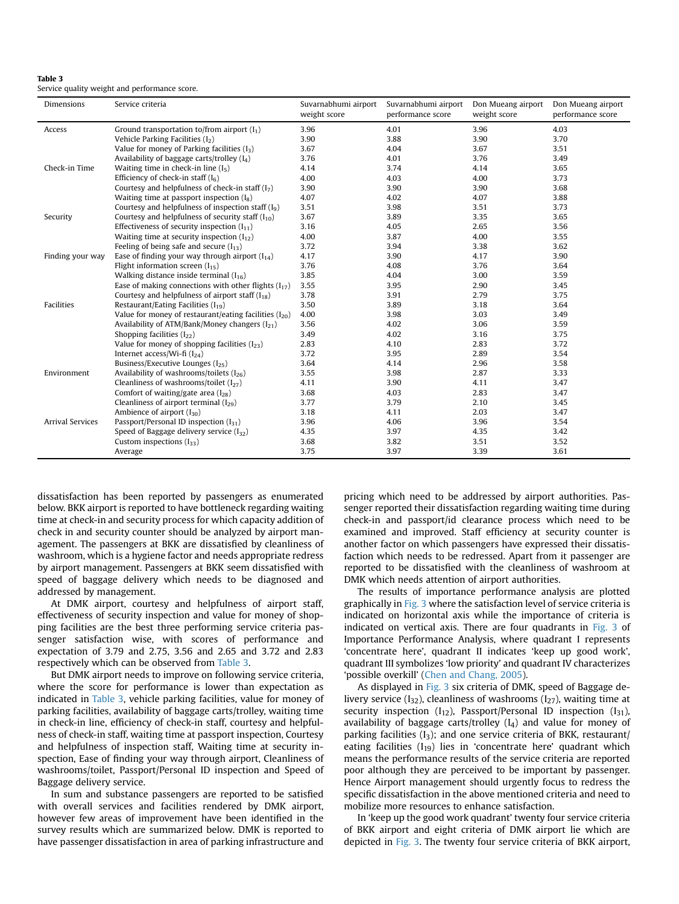**Table 3**
Service quality weight and performance score.

| Dimensions | Service criteria | Suvarnabhumi airport weight score | Suvarnabhumi airport performance score | Don Mueang airport weight score | Don Mueang airport performance score |
|---|---|---|---|---|---|
| Access | Ground transportation to/from airport ($I_1$) | 3.96 | 4.01 | 3.96 | 4.03 |
| | Vehicle Parking Facilities ($I_2$) | 3.90 | 3.88 | 3.90 | 3.70 |
| | Value for money of Parking facilities ($I_3$) | 3.67 | 4.04 | 3.67 | 3.51 |
| | Availability of baggage carts/trolley ($I_4$) | 3.76 | 4.01 | 3.76 | 3.49 |
| Check-in Time | Waiting time in check-in line ($I_5$) | 4.14 | 3.74 | 4.14 | 3.65 |
| | Efficiency of check-in staff ($I_6$) | 4.00 | 4.03 | 4.00 | 3.73 |
| | Courtesy and helpfulness of check-in staff ($I_7$) | 3.90 | 3.90 | 3.90 | 3.68 |
| | Waiting time at passport inspection ($I_8$) | 4.07 | 4.02 | 4.07 | 3.88 |
| | Courtesy and helpfulness of inspection staff ($I_9$) | 3.51 | 3.98 | 3.51 | 3.73 |
| Security | Courtesy and helpfulness of security staff ($I_{10}$) | 3.67 | 3.89 | 3.35 | 3.65 |
| | Effectiveness of security inspection ($I_{11}$) | 3.16 | 4.05 | 2.65 | 3.56 |
| | Waiting time at security inspection ($I_{12}$) | 4.00 | 3.87 | 4.00 | 3.55 |
| | Feeling of being safe and secure ($I_{13}$) | 3.72 | 3.94 | 3.38 | 3.62 |
| Finding your way | Ease of finding your way through airport ($I_{14}$) | 4.17 | 3.90 | 4.17 | 3.90 |
| | Flight information screen ($I_{15}$) | 3.76 | 4.08 | 3.76 | 3.64 |
| | Walking distance inside terminal ($I_{16}$) | 3.85 | 4.04 | 3.00 | 3.59 |
| | Ease of making connections with other flights ($I_{17}$) | 3.55 | 3.95 | 2.90 | 3.45 |
| | Courtesy and helpfulness of airport staff ($I_{18}$) | 3.78 | 3.91 | 2.79 | 3.75 |
| Facilities | Restaurant/Eating Facilities ($I_{19}$) | 3.50 | 3.89 | 3.18 | 3.64 |
| | Value for money of restaurant/eating facilities ($I_{20}$) | 4.00 | 3.98 | 3.03 | 3.49 |
| | Availability of ATM/Bank/Money changers ($I_{21}$) | 3.56 | 4.02 | 3.06 | 3.59 |
| | Shopping facilities ($I_{22}$) | 3.49 | 4.02 | 3.16 | 3.75 |
| | Value for money of shopping facilities ($I_{23}$) | 2.83 | 4.10 | 2.83 | 3.72 |
| | Internet access/Wi-fi ($I_{24}$) | 3.72 | 3.95 | 2.89 | 3.54 |
| | Business/Executive Lounges ($I_{25}$) | 3.64 | 4.14 | 2.96 | 3.58 |
| Environment | Availability of washrooms/toilets ($I_{26}$) | 3.55 | 3.98 | 2.87 | 3.33 |
| | Cleanliness of washrooms/toilet ($I_{27}$) | 4.11 | 3.90 | 4.11 | 3.47 |
| | Comfort of waiting/gate area ($I_{28}$) | 3.68 | 4.03 | 2.83 | 3.47 |
| | Cleanliness of airport terminal ($I_{29}$) | 3.77 | 3.79 | 2.10 | 3.45 |
| | Ambience of airport ($I_{30}$) | 3.18 | 4.11 | 2.03 | 3.47 |
| Arrival Services | Passport/Personal ID inspection ($I_{31}$) | 3.96 | 4.06 | 3.96 | 3.54 |
| | Speed of Baggage delivery service ($I_{32}$) | 4.35 | 3.97 | 4.35 | 3.42 |
| | Custom inspections ($I_{33}$) | 3.68 | 3.82 | 3.51 | 3.52 |
| | Average | 3.75 | 3.97 | 3.39 | 3.61 |

dissatisfaction has been reported by passengers as enumerated below. BKK airport is reported to have bottleneck regarding waiting time at check-in and security process for which capacity addition of check in and security counter should be analyzed by airport management. The passengers at BKK are dissatisfied by cleanliness of washroom, which is a hygiene factor and needs appropriate redress by airport management. Passengers at BKK seem dissatisfied with speed of baggage delivery which needs to be diagnosed and addressed by management.

At DMK airport, courtesy and helpfulness of airport staff, effectiveness of security inspection and value for money of shopping facilities are the best three performing service criteria passenger satisfaction wise, with scores of performance and expectation of 3.79 and 2.75, 3.56 and 2.65 and 3.72 and 2.83 respectively which can be observed from Table 3.

But DMK airport needs to improve on following service criteria, where the score for performance is lower than expectation as indicated in Table 3, vehicle parking facilities, value for money of parking facilities, availability of baggage carts/trolley, waiting time in check-in line, efficiency of check-in staff, courtesy and helpfulness of check-in staff, waiting time at passport inspection, Courtesy and helpfulness of inspection staff, Waiting time at security inspection, Ease of finding your way through airport, Cleanliness of washrooms/toilet, Passport/Personal ID inspection and Speed of Baggage delivery service.

In sum and substance passengers are reported to be satisfied with overall services and facilities rendered by DMK airport, however few areas of improvement have been identified in the survey results which are summarized below. DMK is reported to have passenger dissatisfaction in area of parking infrastructure and pricing which need to be addressed by airport authorities. Passenger reported their dissatisfaction regarding waiting time during check-in and passport/id clearance process which need to be examined and improved. Staff efficiency at security counter is another factor on which passengers have expressed their dissatisfaction which needs to be redressed. Apart from it passenger are reported to be dissatisfied with the cleanliness of washroom at DMK which needs attention of airport authorities.

The results of importance performance analysis are plotted graphically in Fig. 3 where the satisfaction level of service criteria is indicated on horizontal axis while the importance of criteria is indicated on vertical axis. There are four quadrants in Fig. 3 of Importance Performance Analysis, where quadrant I represents 'concentrate here', quadrant II indicates 'keep up good work', quadrant III symbolizes 'low priority' and quadrant IV characterizes 'possible overkill' (Chen and Chang, 2005).

As displayed in Fig. 3 six criteria of DMK, speed of Baggage delivery service ($I_{32}$), cleanliness of washrooms ($I_{27}$), waiting time at security inspection ($I_{12}$), Passport/Personal ID inspection ($I_{31}$), availability of baggage carts/trolley ($I_4$) and value for money of parking facilities ($I_3$); and one service criteria of BKK, restaurant/eating facilities ($I_{19}$) lies in 'concentrate here' quadrant which means the performance results of the service criteria are reported poor although they are perceived to be important by passenger. Hence Airport management should urgently focus to redress the specific dissatisfaction in the above mentioned criteria and need to mobilize more resources to enhance satisfaction.

In 'keep up the good work quadrant' twenty four service criteria of BKK airport and eight criteria of DMK airport lie which are depicted in Fig. 3. The twenty four service criteria of BKK airport,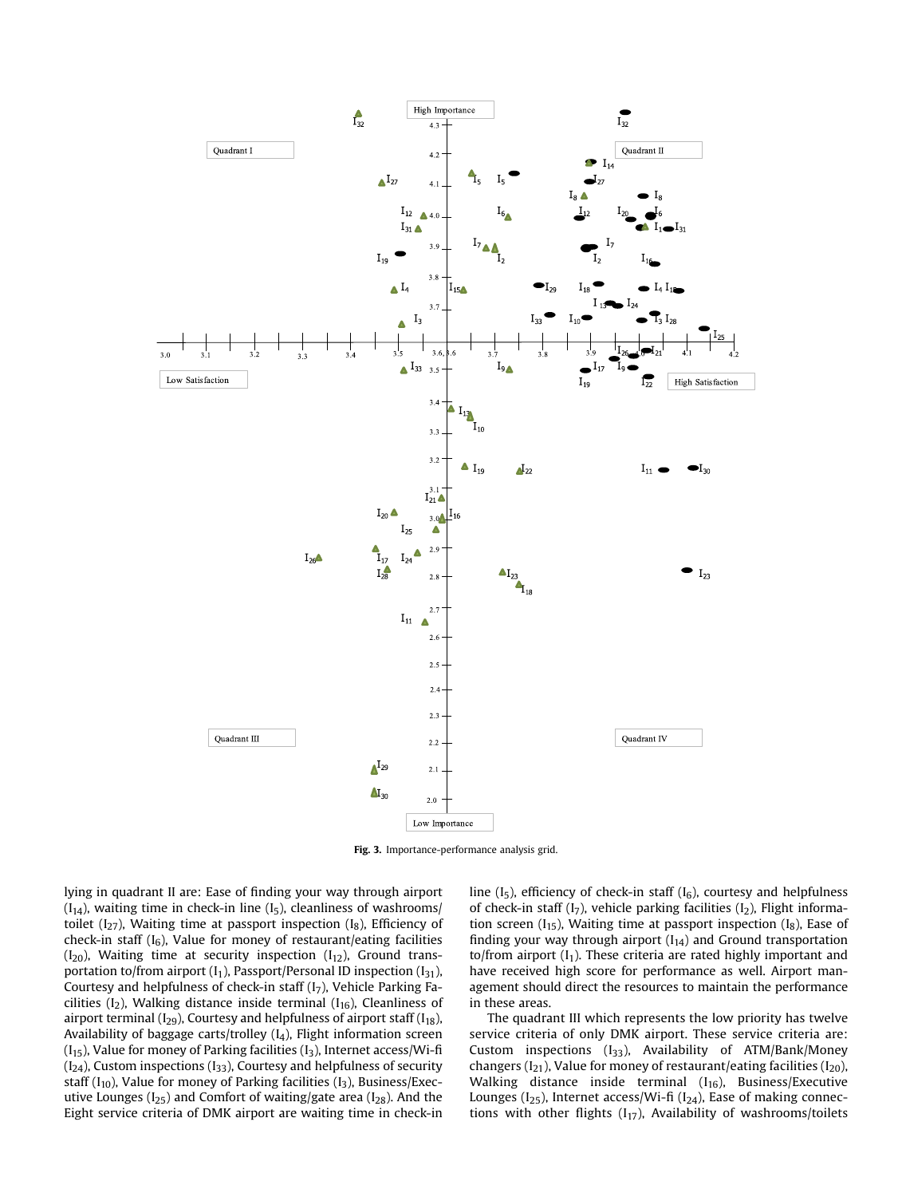Fig. 3. Importance-performance analysis grid.

lying in quadrant II are: Ease of finding your way through airport ($I_{14}$), waiting time in check-in line ($I_5$), cleanliness of washrooms/toilet ($I_{27}$), Waiting time at passport inspection ($I_8$), Efficiency of check-in staff ($I_6$), Value for money of restaurant/eating facilities ($I_{20}$), Waiting time at security inspection ($I_{12}$), Ground transportation to/from airport ($I_1$), Passport/Personal ID inspection ($I_{31}$), Courtesy and helpfulness of check-in staff ($I_7$), Vehicle Parking Facilities ($I_2$), Walking distance inside terminal ($I_{16}$), Cleanliness of airport terminal ($I_{29}$), Courtesy and helpfulness of airport staff ($I_{18}$), Availability of baggage carts/trolley ($I_4$), Flight information screen ($I_{15}$), Value for money of Parking facilities ($I_3$), Internet access/Wi-fi ($I_{24}$), Custom inspections ($I_{33}$), Courtesy and helpfulness of security staff ($I_{10}$), Value for money of Parking facilities ($I_3$), Business/Executive Lounges ($I_{25}$) and Comfort of waiting/gate area ($I_{28}$). And the Eight service criteria of DMK airport are waiting time in check-in line ($I_5$), efficiency of check-in staff ($I_6$), courtesy and helpfulness of check-in staff ($I_7$), vehicle parking facilities ($I_2$), Flight information screen ($I_{15}$), Waiting time at passport inspection ($I_8$), Ease of finding your way through airport ($I_{14}$) and Ground transportation to/from airport ($I_1$). These criteria are rated highly important and have received high score for performance as well. Airport management should direct the resources to maintain the performance in these areas.

The quadrant III which represents the low priority has twelve service criteria of only DMK airport. These service criteria are: Custom inspections ($I_{33}$), Availability of ATM/Bank/Money changers ($I_{21}$), Value for money of restaurant/eating facilities ($I_{20}$), Walking distance inside terminal ($I_{16}$), Business/Executive Lounges ($I_{25}$), Internet access/Wi-fi ($I_{24}$), Ease of making connections with other flights ($I_{17}$), Availability of washrooms/toilets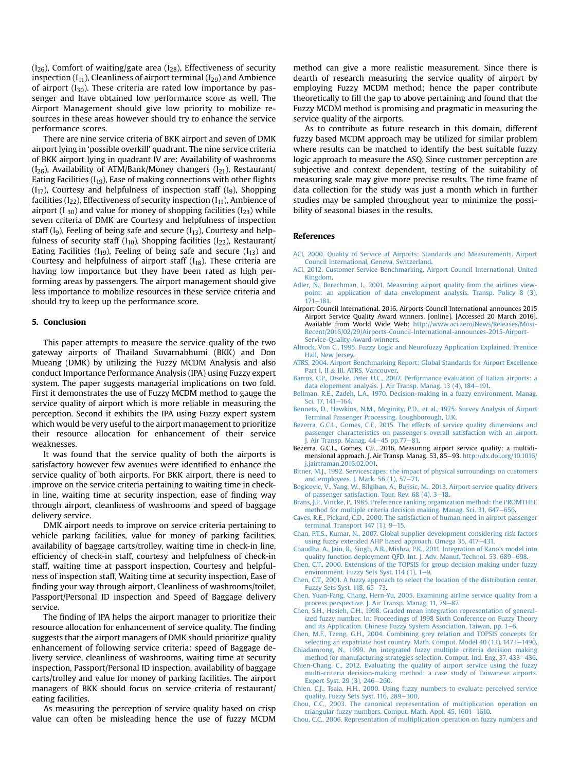($I_{26}$), Comfort of waiting/gate area ($I_{28}$), Effectiveness of security inspection ($I_{11}$), Cleanliness of airport terminal ($I_{29}$) and Ambience of airport ($I_{30}$). These criteria are rated low importance by passenger and have obtained low performance score as well. The Airport Management should give low priority to mobilize resources in these areas however should try to enhance the service performance scores.

There are nine service criteria of BKK airport and seven of DMK airport lying in 'possible overkill' quadrant. The nine service criteria of BKK airport lying in quadrant IV are: Availability of washrooms ($I_{26}$), Availability of ATM/Bank/Money changers ($I_{21}$), Restaurant/Eating Facilities ($I_{19}$), Ease of making connections with other flights ($I_{17}$), Courtesy and helpfulness of inspection staff ($I_9$), Shopping facilities ($I_{22}$), Effectiveness of security inspection ($I_{11}$), Ambience of airport ($I_{30}$) and value for money of shopping facilities ($I_{23}$) while seven criteria of DMK are Courtesy and helpfulness of inspection staff ($I_9$), Feeling of being safe and secure ($I_{13}$), Courtesy and helpfulness of security staff ($I_{10}$), Shopping facilities ($I_{22}$), Restaurant/Eating Facilities ($I_{19}$), Feeling of being safe and secure ($I_{13}$) and Courtesy and helpfulness of airport staff ($I_{18}$). These criteria are having low importance but they have been rated as high performing areas by passengers. The airport management should give less importance to mobilize resources in these service criteria and should try to keep up the performance score.

## 5. Conclusion

This paper attempts to measure the service quality of the two gateway airports of Thailand Suvarnabhumi (BKK) and Don Mueang (DMK) by utilizing the Fuzzy MCDM Analysis and also conduct Importance Performance Analysis (IPA) using Fuzzy expert system. The paper suggests managerial implications on two fold. First it demonstrates the use of Fuzzy MCDM method to gauge the service quality of airport which is more reliable in measuring the perception. Second it exhibits the IPA using Fuzzy expert system which would be very useful to the airport management to prioritize their resource allocation for enhancement of their service weaknesses.

It was found that the service quality of both the airports is satisfactory however few avenues were identified to enhance the service quality of both airports. For BKK airport, there is need to improve on the service criteria pertaining to waiting time in check-in line, waiting time at security inspection, ease of finding way through airport, cleanliness of washrooms and speed of baggage delivery service.

DMK airport needs to improve on service criteria pertaining to vehicle parking facilities, value for money of parking facilities, availability of baggage carts/trolley, waiting time in check-in line, efficiency of check-in staff, courtesy and helpfulness of check-in staff, waiting time at passport inspection, Courtesy and helpfulness of inspection staff, Waiting time at security inspection, Ease of finding your way through airport, Cleanliness of washrooms/toilet, Passport/Personal ID inspection and Speed of Baggage delivery service.

The finding of IPA helps the airport manager to prioritize their resource allocation for enhancement of service quality. The finding suggests that the airport managers of DMK should prioritize quality enhancement of following service criteria: speed of Baggage delivery service, cleanliness of washrooms, waiting time at security inspection, Passport/Personal ID inspection, availability of baggage carts/trolley and value for money of parking facilities. The airport managers of BKK should focus on service criteria of restaurant/eating facilities.

As measuring the perception of service quality based on crisp value can often be misleading hence the use of fuzzy MCDM method can give a more realistic measurement. Since there is dearth of research measuring the service quality of airport by employing Fuzzy MCDM method; hence the paper contribute theoretically to fill the gap to above pertaining and found that the Fuzzy MCDM method is promising and pragmatic in measuring the service quality of the airports.

As to contribute as future research in this domain, different fuzzy based MCDM approach may be utilized for similar problem where results can be matched to identify the best suitable fuzzy logic approach to measure the ASQ. Since customer perception are subjective and context dependent, testing of the suitability of measuring scale may give more precise results. The time frame of data collection for the study was just a month which in further studies may be sampled throughout year to minimize the possibility of seasonal biases in the results.

## References

- ACI, 2000. Quality of Service at Airports: Standards and Measurements. Airport Council International, Geneva, Switzerland.
- ACI, 2012. Customer Service Benchmarking. Airport Council International, United Kingdom.
- Adler, N., Berechman, I., 2001. Measuring airport quality from the airlines viewpoint: an application of data envelopment analysis. Transp. Policy 8 (3), 171–181.
- Airport Council International. 2016. Airports Council International announces 2015 Airport Service Quality Award winners. [online]. [Accessed 20 March 2016]. Available from World Wide Web: http://www.aci.aero/News/Releases/Most-Recent/2016/02/29/Airports-Council-International-announces-2015-Airport-Service-Quality-Award-winners.
- Altrock, Von C., 1995. Fuzzy Logic and Neurofuzzy Application Explained. Prentice Hall, New Jersey.
- ATRS, 2004. Airport Benchmarking Report: Global Standards for Airport Excellence Part I, II & III. ATRS, Vancouver.
- Barros, C.P., Diseke, Peter U.C., 2007. Performance evaluation of Italian airports: a data elopement analysis. J. Air Transp. Manag. 13 (4), 184–191.
- Bellman, R.E., Zadeh, L.A., 1970. Decision-making in a fuzzy environment. Manag. Sci. 17, 141–164.
- Bennets, D., Hawkins, N.M., Mcginity, P.D., et al., 1975. Survey Analysis of Airport Terminal Passenger Processing. Loughborough, U.K.
- Bezerra, G.C.L., Gomes, C.F., 2015. The effects of service quality dimensions and passenger characteristics on passenger's overall satisfaction with an airport. J. Air Transp. Manag. 44–45 pp.77–81.
- Bezerra, G.C.L., Gomes, C.F., 2016. Measuring airport service quality: a multidimensional approach. J. Air Transp. Manag. 53, 85–93. http://dx.doi.org/10.1016/j.jairtraman.2016.02.001.
- Bitner, M.J., 1992. Servicescapes: the impact of physical surroundings on customers and employees. J. Mark. 56 (1), 57–71.
- Bogicevic, V., Yang, W., Bilgihan, A., Bujisic, M., 2013. Airport service quality drivers of passenger satisfaction. Tour. Rev. 68 (4), 3–18.
- Brans, J.P., Vincke, P., 1985. Preference ranking organization method: the PROMTHEE method for multiple criteria decision making. Manag. Sci. 31, 647–656.
- Caves, R.E., Pickard, C.D., 2000. The satisfaction of human need in airport passenger terminal. Transport 147 (1), 9–15.
- Chan, F.T.S., Kumar, N., 2007. Global supplier development considering risk factors using fuzzy extended AHP based approach. Omega 35, 417–431.
- Chaudha, A., Jain, R., Singh, A.R., Mishra, P.K., 2011. Integration of Kano's model into quality function deployment QFD. Int. J. Adv. Manuf. Technol. 53, 689–698.
- Chen, C.T., 2000. Extensions of the TOPSIS for group decision making under fuzzy environment. Fuzzy Sets Syst. 114 (1), 1–9.
- Chen, C.T., 2001. A fuzzy approach to select the location of the distribution center. Fuzzy Sets Syst. 118, 65–73.
- Chen, Yuan-Fang, Chang, Hern-Yu, 2005. Examining airline service quality from a process perspective. J. Air Transp. Manag. 11, 79–87.
- Chen, S.H., Hesieh, C.H., 1998. Graded mean integration representation of generalized fuzzy number. In: Proceedings of 1998 Sixth Conference on Fuzzy Theory and its Application. Chinese Fuzzy System Association, Taiwan, pp. 1–6.
- Chen, M.F., Tzeng, G.H., 2004. Combining grey relation and TOPSIS concepts for selecting an expatriate host country. Math. Comput. Model 40 (13), 1473–1490.
- Chiadamrong, N., 1999. An integrated fuzzy multiple criteria decision making method for manufacturing strategies selection. Comput. Ind. Eng. 37, 433–436.
- Chien-Chang, C., 2012. Evaluating the quality of airport service using the fuzzy multi-criteria decision-making method: a case study of Taiwanese airports. Expert Syst. 29 (3), 246–260.
- Chien, C.J., Tsaia, H.H., 2000. Using fuzzy numbers to evaluate perceived service quality. Fuzzy Sets Syst. 116, 289–300.
- Chou, C.C., 2003. The canonical representation of multiplication operation on triangular fuzzy numbers. Comput. Math. Appl. 45, 1601–1610.
- Chou, C.C., 2006. Representation of multiplication operation on fuzzy numbers and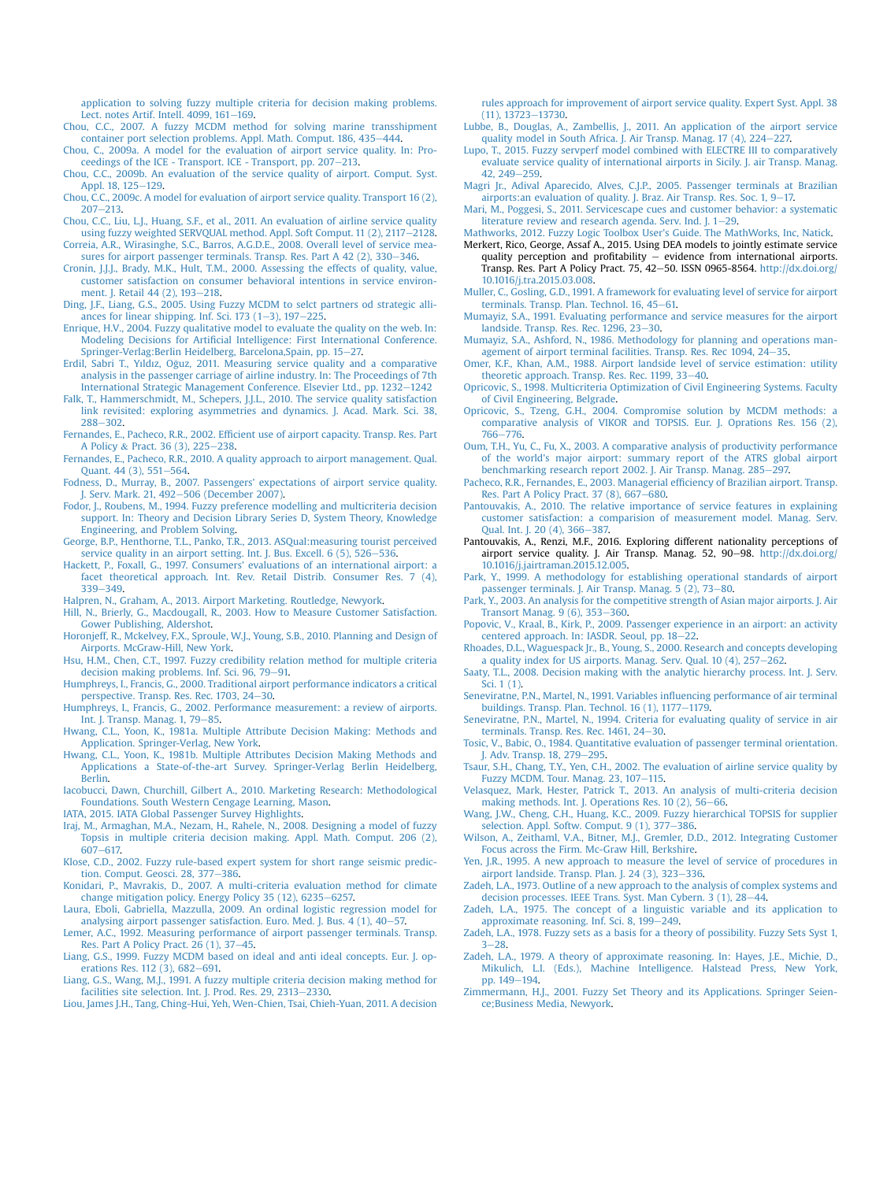application to solving fuzzy multiple criteria for decision making problems. Lect. notes Artif. Intell. 4099, 161–169.

Chou, C.C., 2007. A fuzzy MCDM method for solving marine transshipment container port selection problems. Appl. Math. Comput. 186, 435–444.

Chou, C., 2009a. A model for the evaluation of airport service quality. In: Proceedings of the ICE - Transport. ICE - Transport, pp. 207–213.

Chou, C.C., 2009b. An evaluation of the service quality of airport. Comput. Syst. Appl. 18, 125–129.

Chou, C.C., 2009c. A model for evaluation of airport service quality. Transport 16 (2), 207–213.

Chou, C.C., Liu, L.J., Huang, S.F., et al., 2011. An evaluation of airline service quality using fuzzy weighted SERVQUAL method. Appl. Soft Comput. 11 (2), 2117–2128.

Correia, A.R., Wirasinghe, S.C., Barros, A.G.D.E., 2008. Overall level of service measures for airport passenger terminals. Transp. Res. Part A 42 (2), 330–346.

Cronin, J.J.J., Brady, M.K., Hult, T.M., 2000. Assessing the effects of quality, value, customer satisfaction on consumer behavioral intentions in service environment. J. Retail 44 (2), 193–218.

Ding, J.F., Liang, G.S., 2005. Using Fuzzy MCDM to selct partners od strategic alliances for linear shipping. Inf. Sci. 173 (1–3), 197–225.

Enrique, H.V., 2004. Fuzzy qualitative model to evaluate the quality on the web. In: Modeling Decisions for Artificial Intelligence: First International Conference. Springer-Verlag:Berlin Heidelberg, Barcelona,Spain, pp. 15–27.

Erdil, Sabri T., Yıldız, Oğuz, 2011. Measuring service quality and a comparative analysis in the passenger carriage of airline industry. In: The Proceedings of 7th International Strategic Management Conference. Elsevier Ltd., pp. 1232–1242

Falk, T., Hammerschmidt, M., Schepers, J.J.L., 2010. The service quality satisfaction link revisited: exploring asymmetries and dynamics. J. Acad. Mark. Sci. 38, 288–302.

Fernandes, E., Pacheco, R.R., 2002. Efficient use of airport capacity. Transp. Res. Part A Policy & Pract. 36 (3), 225–238.

Fernandes, E., Pacheco, R.R., 2010. A quality approach to airport management. Qual. Quant. 44 (3), 551–564.

Fodness, D., Murray, B., 2007. Passengers' expectations of airport service quality. J. Serv. Mark. 21, 492–506 (December 2007).

Fodor, J., Roubens, M., 1994. Fuzzy preference modelling and multicriteria decision support. In: Theory and Decision Library Series D, System Theory, Knowledge Engineering, and Problem Solving.

George, B.P., Henthorne, T.L., Panko, T.R., 2013. ASQual:measuring tourist perceived service quality in an airport setting. Int. J. Bus. Excell. 6 (5), 526–536.

Hackett, P., Foxall, G., 1997. Consumers' evaluations of an international airport: a facet theoretical approach. Int. Rev. Retail Distrib. Consumer Res. 7 (4), 339–349.

Halpren, N., Graham, A., 2013. Airport Marketing. Routledge, Newyork.

Hill, N., Brierly, G., Macdougall, R., 2003. How to Measure Customer Satisfaction. Gower Publishing, Aldershot.

Horonjeff, R., Mckelvey, F.X., Sproule, W.J., Young, S.B., 2010. Planning and Design of Airports. McGraw-Hill, New York.

Hsu, H.M., Chen, C.T., 1997. Fuzzy credibility relation method for multiple criteria decision making problems. Inf. Sci. 96, 79–91.

Humphreys, I., Francis, G., 2000. Traditional airport performance indicators a critical perspective. Transp. Res. Rec. 1703, 24–30.

Humphreys, I., Francis, G., 2002. Performance measurement: a review of airports. Int. J. Transp. Manag. 1, 79–85.

Hwang, C.L., Yoon, K., 1981a. Multiple Attribute Decision Making: Methods and Application. Springer-Verlag, New York.

Hwang, C.L., Yoon, K., 1981b. Multiple Attributes Decision Making Methods and Applications a State-of-the-art Survey. Springer-Verlag Berlin Heidelberg, Berlin.

Iacobucci, Dawn, Churchill, Gilbert A., 2010. Marketing Research: Methodological Foundations. South Western Cengage Learning, Mason.

IATA, 2015. IATA Global Passenger Survey Highlights.

Iraj, M., Armaghan, M.A., Nezam, H., Rahele, N., 2008. Designing a model of fuzzy Topsis in multiple criteria decision making. Appl. Math. Comput. 206 (2), 607–617.

Klose, C.D., 2002. Fuzzy rule-based expert system for short range seismic prediction. Comput. Geosci. 28, 377–386.

Konidari, P., Mavrakis, D., 2007. A multi-criteria evaluation method for climate change mitigation policy. Energy Policy 35 (12), 6235–6257.

Laura, Eboli, Gabriella, Mazzulla, 2009. An ordinal logistic regression model for analysing airport passenger satisfaction. Euro. Med. J. Bus. 4 (1), 40–57.

Lemer, A.C., 1992. Measuring performance of airport passenger terminals. Transp. Res. Part A Policy Pract. 26 (1), 37–45.

Liang, G.S., 1999. Fuzzy MCDM based on ideal and anti ideal concepts. Eur. J. operations Res. 112 (3), 682–691.

Liang, G.S., Wang, M.J., 1991. A fuzzy multiple criteria decision making method for facilities site selection. Int. J. Prod. Res. 29, 2313–2330.

Liou, James J.H., Tang, Ching-Hui, Yeh, Wen-Chien, Tsai, Chieh-Yuan, 2011. A decision rules approach for improvement of airport service quality. Expert Syst. Appl. 38 (11), 13723–13730.

Lubbe, B., Douglas, A., Zambellis, J., 2011. An application of the airport service quality model in South Africa. J. Air Transp. Manag. 17 (4), 224–227.

Lupo, T., 2015. Fuzzy servperf model combined with ELECTRE III to comparatively evaluate service quality of international airports in Sicily. J. air Transp. Manag. 42, 249–259.

Magri Jr., Adival Aparecido, Alves, C.J.P., 2005. Passenger terminals at Brazilian airports:an evaluation of quality. J. Braz. Air Transp. Res. Soc. 1, 9–17.

Mari, M., Poggesi, S., 2011. Servicescape cues and customer behavior: a systematic literature review and research agenda. Serv. Ind. J. 1–29.

Mathworks, 2012. Fuzzy Logic Toolbox User's Guide. The MathWorks, Inc, Natick.

Merkert, Rico, George, Assaf A., 2015. Using DEA models to jointly estimate service quality perception and profitability – evidence from international airports. Transp. Res. Part A Policy Pract. 75, 42–50. ISSN 0965-8564. http://dx.doi.org/10.1016/j.tra.2015.03.008.

Muller, C., Gosling, G.D., 1991. A framework for evaluating level of service for airport terminals. Transp. Plan. Technol. 16, 45–61.

Mumayiz, S.A., 1991. Evaluating performance and service measures for the airport landside. Transp. Res. Rec. 1296, 23–30.

Mumayiz, S.A., Ashford, N., 1986. Methodology for planning and operations management of airport terminal facilities. Transp. Res. Rec 1094, 24–35.

Omer, K.F., Khan, A.M., 1988. Airport landside level of service estimation: utility theoretic approach. Transp. Res. Rec. 1199, 33–40.

Opricovic, S., 1998. Multicriteria Optimization of Civil Engineering Systems. Faculty of Civil Engineering, Belgrade.

Opricovic, S., Tzeng, G.H., 2004. Compromise solution by MCDM methods: a comparative analysis of VIKOR and TOPSIS. Eur. J. Oprations Res. 156 (2), 766–776.

Oum, T.H., Yu, C., Fu, X., 2003. A comparative analysis of productivity performance of the world's major airport: summary report of the ATRS global airport benchmarking research report 2002. J. Air Transp. Manag. 285–297.

Pacheco, R.R., Fernandes, E., 2003. Managerial efficiency of Brazilian airport. Transp. Res. Part A Policy Pract. 37 (8), 667–680.

Pantouvakis, A., 2010. The relative importance of service features in explaining customer satisfaction: a comparision of measurement model. Manag. Serv. Qual. Int. J. 20 (4), 366–387.

Pantouvakis, A., Renzi, M.F., 2016. Exploring different nationality perceptions of airport service quality. J. Air Transp. Manag. 52, 90–98. http://dx.doi.org/10.1016/j.jairtraman.2015.12.005.

Park, Y., 1999. A methodology for establishing operational standards of airport passenger terminals. J. Air Transp. Manag. 5 (2), 73–80.

Park, Y., 2003. An analysis for the competitive strength of Asian major airports. J. Air Transort Manag. 9 (6), 353–360.

Popovic, V., Kraal, B., Kirk, P., 2009. Passenger experience in an airport: an activity centered approach. In: IASDR. Seoul, pp. 18–22.

Rhoades, D.L., Waguespack Jr., B., Young, S., 2000. Research and concepts developing a quality index for US airports. Manag. Serv. Qual. 10 (4), 257–262.

Saaty, T.L., 2008. Decision making with the analytic hierarchy process. Int. J. Serv. Sci. 1 (1).

Seneviratne, P.N., Martel, N., 1991. Variables influencing performance of air terminal buildings. Transp. Plan. Technol. 16 (1), 1177–1179.

Seneviratne, P.N., Martel, N., 1994. Criteria for evaluating quality of service in air terminals. Transp. Res. Rec. 1461, 24–30.

Tosic, V., Babic, O., 1984. Quantitative evaluation of passenger terminal orientation. J. Adv. Transp. 18, 279–295.

Tsaur, S.H., Chang, T.Y., Yen, C.H., 2002. The evaluation of airline service quality by Fuzzy MCDM. Tour. Manag. 23, 107–115.

Velasquez, Mark, Hester, Patrick T., 2013. An analysis of multi-criteria decision making methods. Int. J. Operations Res. 10 (2), 56–66.

Wang, J.W., Cheng, C.H., Huang, K.C., 2009. Fuzzy hierarchical TOPSIS for supplier selection. Appl. Softw. Comput. 9 (1), 377–386.

Wilson, A., Zeithaml, V.A., Bitner, M.J., Gremler, D.D., 2012. Integrating Customer Focus across the Firm. Mc-Graw Hill, Berkshire.

Yen, J.R., 1995. A new approach to measure the level of service of procedures in airport landside. Transp. Plan. J. 24 (3), 323–336.

Zadeh, L.A., 1973. Outline of a new approach to the analysis of complex systems and decision processes. IEEE Trans. Syst. Man Cybern. 3 (1), 28–44.

Zadeh, L.A., 1975. The concept of a linguistic variable and its application to approximate reasoning. Inf. Sci. 8, 199–249.

Zadeh, L.A., 1978. Fuzzy sets as a basis for a theory of possibility. Fuzzy Sets Syst 1, 3–28.

Zadeh, L.A., 1979. A theory of approximate reasoning. In: Hayes, J.E., Michie, D., Mikulich, L.I. (Eds.), Machine Intelligence. Halstead Press, New York, pp. 149–194.

Zimmermann, H.J., 2001. Fuzzy Set Theory and its Applications. Springer Seience;Business Media, Newyork.